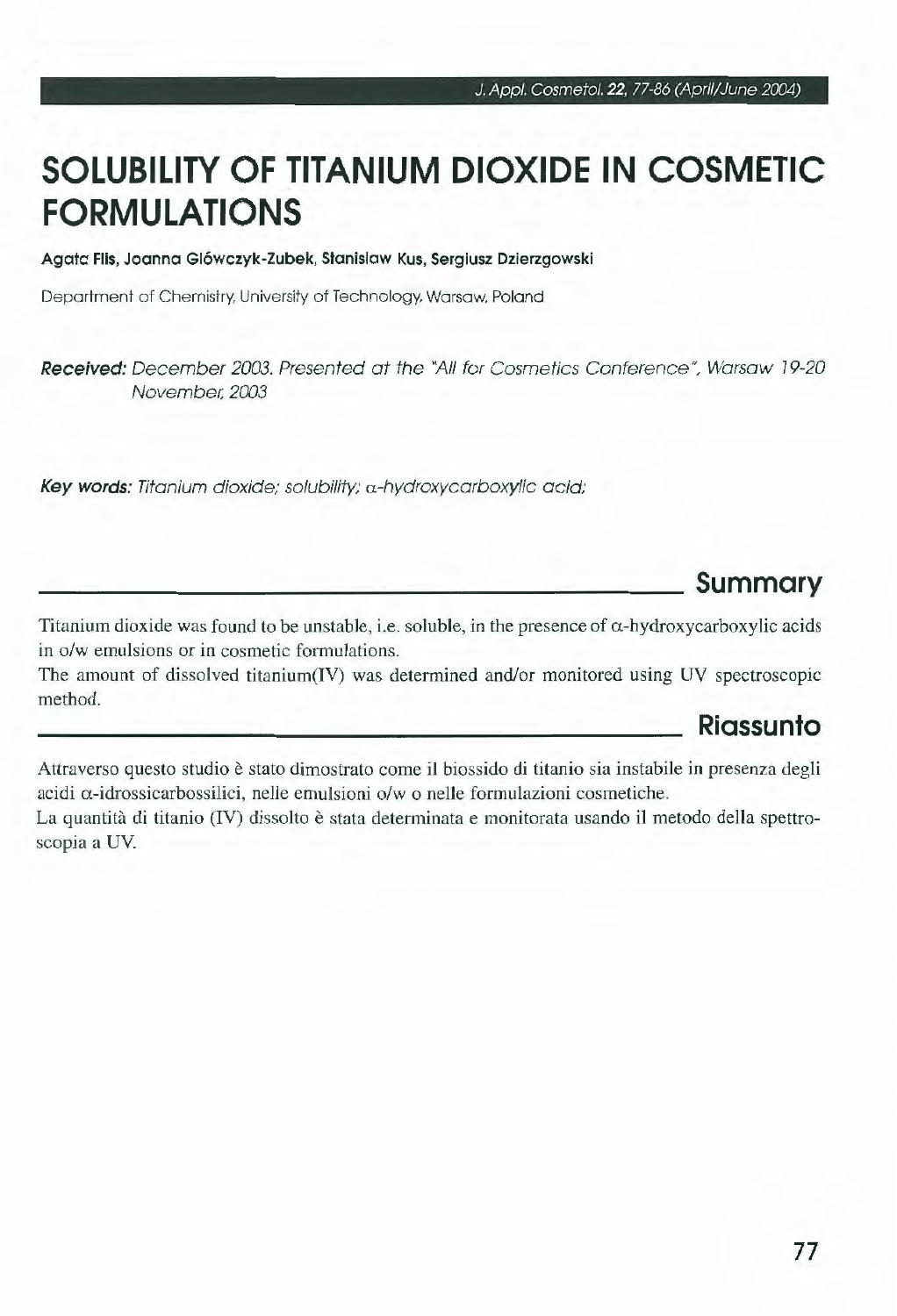# SOLUBILITY OF TITANIUM DIOXIDE IN COSMETIC FORMULATIONS

**Agata Flis, Joanna Główczyk-Zubek, Stanisław Kus, Sergiusz Dzierzgowski**

Department of Chemistry, University of Technology, Warsaw, Poland

***Received:*** *December 2003. Presented at the "All for Cosmetics Conference", Warsaw 19-20 November, 2003*

***Key words:*** *Titanium dioxide; solubility; α-hydroxycarboxylic acid;*

## Summary

Titanium dioxide was found to be unstable, i.e. soluble, in the presence of α-hydroxycarboxylic acids in o/w emulsions or in cosmetic formulations.

The amount of dissolved titanium(IV) was determined and/or monitored using UV spectroscopic method.

## Riassunto

Attraverso questo studio è stato dimostrato come il biossido di titanio sia instabile in presenza degli acidi α-idrossicarbossilici, nelle emulsioni o/w o nelle formulazioni cosmetiche.

La quantità di titanio (IV) dissolto è stata determinata e monitorata usando il metodo della spettroscopia a UV.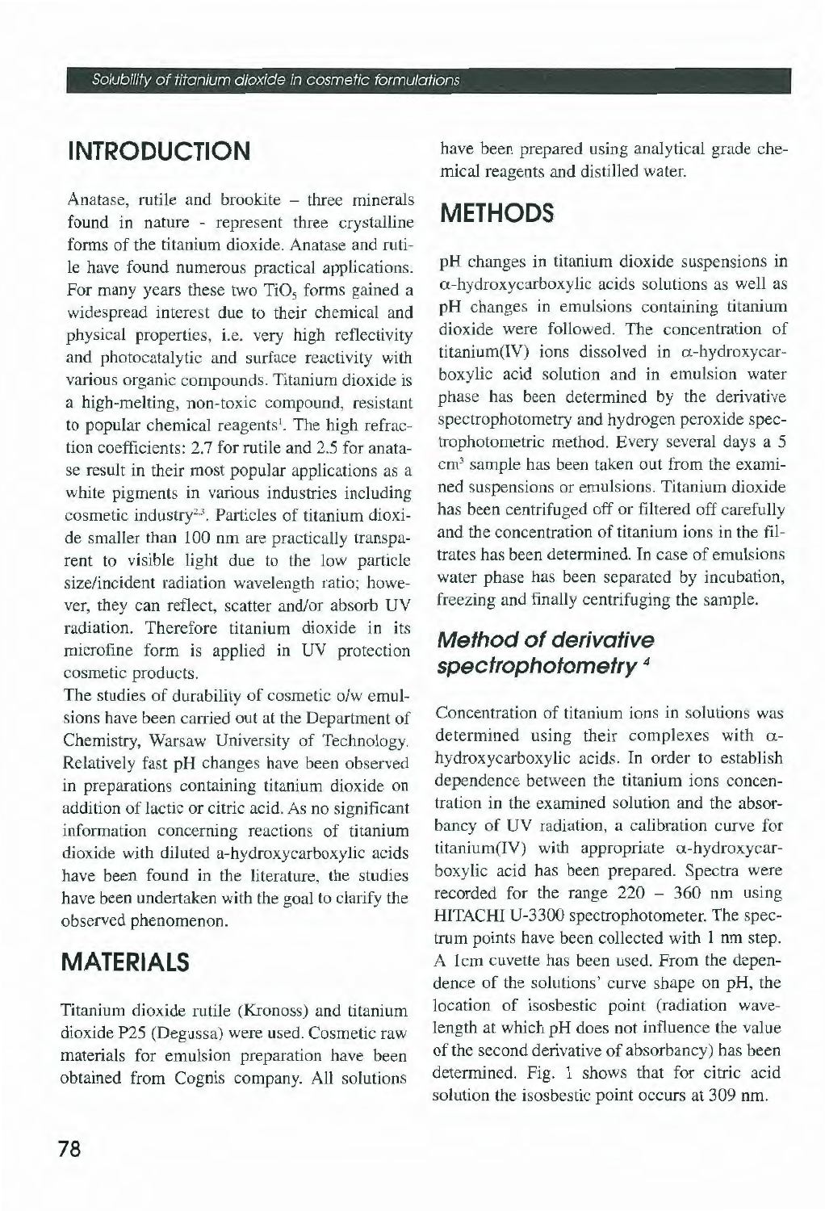## INTRODUCTION

Anatase, rutile and brookite – three minerals found in nature - represent three crystalline forms of the titanium dioxide. Anatase and rutile have found numerous practical applications. For many years these two $TiO_5$ forms gained a widespread interest due to their chemical and physical properties, i.e. very high reflectivity and photocatalytic and surface reactivity with various organic compounds. Titanium dioxide is a high-melting, non-toxic compound, resistant to popular chemical reagents[1]. The high refraction coefficients: 2.7 for rutile and 2.5 for anatase result in their most popular applications as a white pigments in various industries including cosmetic industry[2,3]. Particles of titanium dioxide smaller than 100 nm are practically transparent to visible light due to the low particle size/incident radiation wavelength ratio; however, they can reflect, scatter and/or absorb UV radiation. Therefore titanium dioxide in its microfine form is applied in UV protection cosmetic products.

The studies of durability of cosmetic o/w emulsions have been carried out at the Department of Chemistry, Warsaw University of Technology. Relatively fast pH changes have been observed in preparations containing titanium dioxide on addition of lactic or citric acid. As no significant information concerning reactions of titanium dioxide with diluted a-hydroxycarboxylic acids have been found in the literature, the studies have been undertaken with the goal to clarify the observed phenomenon.

## MATERIALS

Titanium dioxide rutile (Kronoss) and titanium dioxide P25 (Degussa) were used. Cosmetic raw materials for emulsion preparation have been obtained from Cognis company. All solutions have been prepared using analytical grade chemical reagents and distilled water.

## METHODS

pH changes in titanium dioxide suspensions in α-hydroxycarboxylic acids solutions as well as pH changes in emulsions containing titanium dioxide were followed. The concentration of titanium(IV) ions dissolved in α-hydroxycarboxylic acid solution and in emulsion water phase has been determined by the derivative spectrophotometry and hydrogen peroxide spectrophotometric method. Every several days a 5 $cm^3$ sample has been taken out from the examined suspensions or emulsions. Titanium dioxide has been centrifuged off or filtered off carefully and the concentration of titanium ions in the filtrates has been determined. In case of emulsions water phase has been separated by incubation, freezing and finally centrifuging the sample.

### *Method of derivative spectrophotometry* [4]

Concentration of titanium ions in solutions was determined using their complexes with α-hydroxycarboxylic acids. In order to establish dependence between the titanium ions concentration in the examined solution and the absorbancy of UV radiation, a calibration curve for titanium(IV) with appropriate α-hydroxycarboxylic acid has been prepared. Spectra were recorded for the range 220 – 360 nm using HITACHI U-3300 spectrophotometer. The spectrum points have been collected with 1 nm step. A 1cm cuvette has been used. From the dependence of the solutions' curve shape on pH, the location of isosbestic point (radiation wavelength at which pH does not influence the value of the second derivative of absorbancy) has been determined. Fig. 1 shows that for citric acid solution the isosbestic point occurs at 309 nm.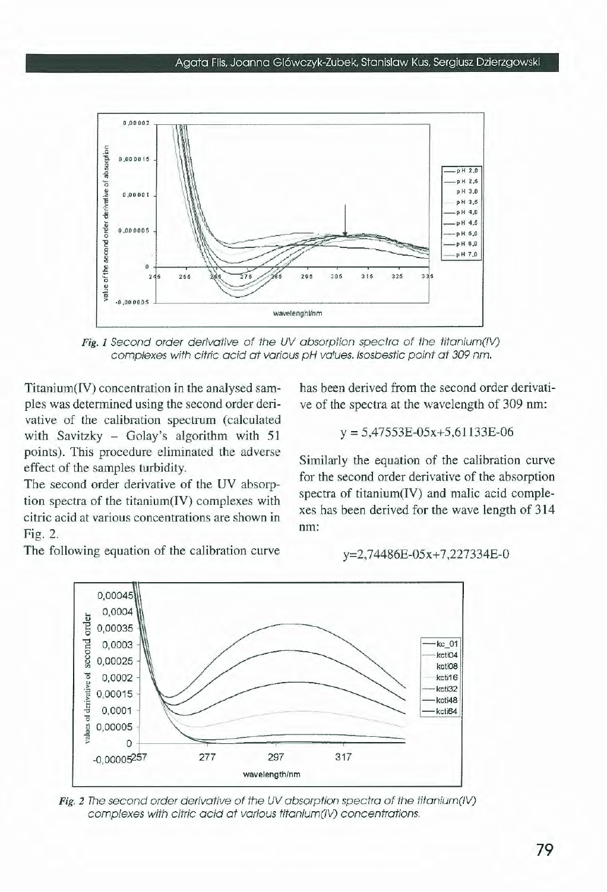*Fig. 1 Second order derivative of the UV absorption spectra of the titanium(IV) complexes with citric acid at various pH values. Isosbestic point at 309 nm.*

Titanium(IV) concentration in the analysed samples was determined using the second order derivative of the calibration spectrum (calculated with Savitzky – Golay's algorithm with 51 points). This procedure eliminated the adverse effect of the samples turbidity.

The second order derivative of the UV absorption spectra of the titanium(IV) complexes with citric acid at various concentrations are shown in Fig. 2.

The following equation of the calibration curve has been derived from the second order derivative of the spectra at the wavelength of 309 nm:

$$y = 5,47553E\text{-}05x+5,61133E\text{-}06$$

Similarly the equation of the calibration curve for the second order derivative of the absorption spectra of titanium(IV) and malic acid complexes has been derived for the wave length of 314 nm:

$$y=2,74486E\text{-}05x+7,227334E\text{-}0$$

*Fig. 2 The second order derivative of the UV absorption spectra of the titanium(IV) complexes with citric acid at various titanium(IV) concentrations.*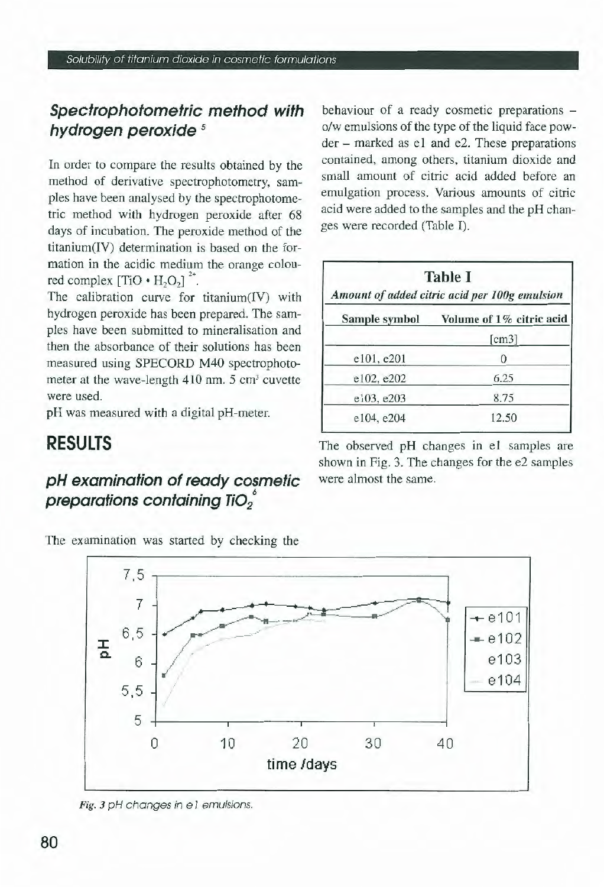## Spectrophotometric method with hydrogen peroxide [5]

In order to compare the results obtained by the method of derivative spectrophotometry, samples have been analysed by the spectrophotometric method with hydrogen peroxide after 68 days of incubation. The peroxide method of the titanium(IV) determination is based on the formation in the acidic medium the orange coloured complex $[TiO \cdot H_2O_2]^{2+}$.

The calibration curve for titanium(IV) with hydrogen peroxide has been prepared. The samples have been submitted to mineralisation and then the absorbance of their solutions has been measured using SPECORD M40 spectrophotometer at the wave-length 410 nm. 5 $cm^3$ cuvette were used.

pH was measured with a digital pH-meter.

# RESULTS

## pH examination of ready cosmetic preparations containing $TiO_2$ [6]

The examination was started by checking the behaviour of a ready cosmetic preparations – o/w emulsions of the type of the liquid face powder – marked as e1 and e2. These preparations contained, among others, titanium dioxide and small amount of citric acid added before an emulgation process. Various amounts of citric acid were added to the samples and the pH changes were recorded (Table I).

**Table I**

*Amount of added citric acid per 100g emulsion*

| Sample symbol | Volume of 1% citric acid [cm3] |
|---|---|
| e101, e201 | 0 |
| e102, e202 | 6.25 |
| e103, e203 | 8.75 |
| e104, e204 | 12.50 |

The observed pH changes in e1 samples are shown in Fig. 3. The changes for the e2 samples were almost the same.

*Fig. 3 pH changes in e1 emulsions.*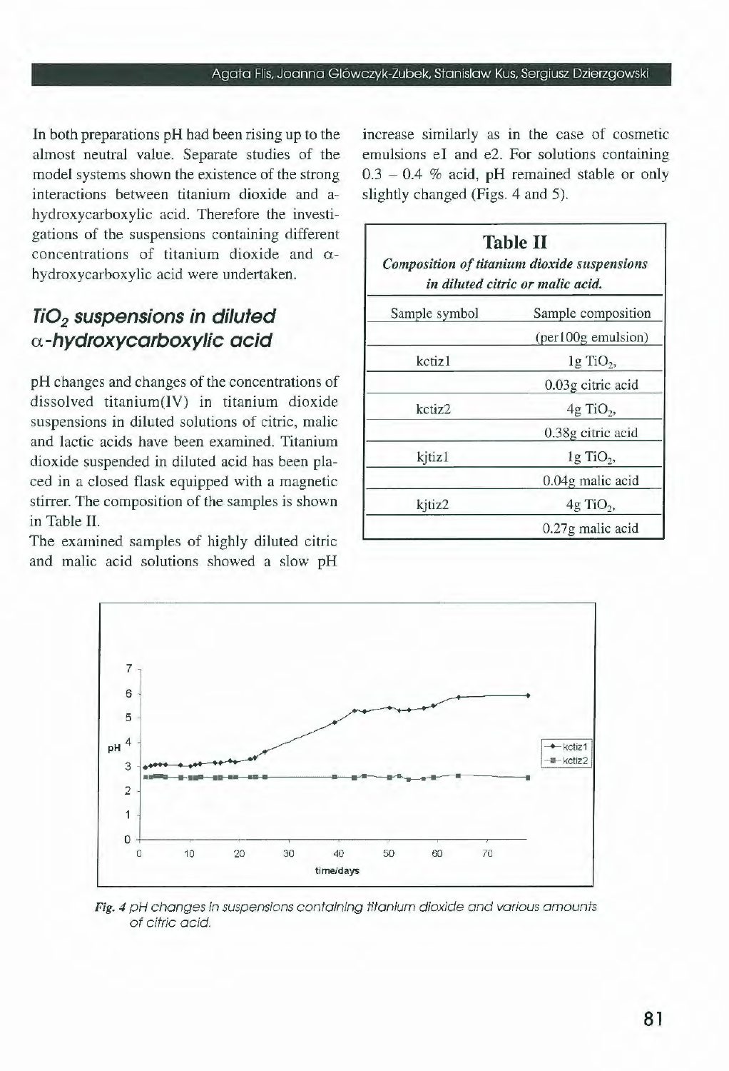In both preparations pH had been rising up to the almost neutral value. Separate studies of the model systems shown the existence of the strong interactions between titanium dioxide and a-hydroxycarboxylic acid. Therefore the investigations of the suspensions containing different concentrations of titanium dioxide and α-hydroxycarboxylic acid were undertaken.

## $TiO_2$ suspensions in diluted α-hydroxycarboxylic acid

pH changes and changes of the concentrations of dissolved titanium(IV) in titanium dioxide suspensions in diluted solutions of citric, malic and lactic acids have been examined. Titanium dioxide suspended in diluted acid has been placed in a closed flask equipped with a magnetic stirrer. The composition of the samples is shown in Table II.

The examined samples of highly diluted citric and malic acid solutions showed a slow pH increase similarly as in the case of cosmetic emulsions eI and e2. For solutions containing 0.3 – 0.4 % acid, pH remained stable or only slightly changed (Figs. 4 and 5).

**Table II**

***Composition of titanium dioxide suspensions in diluted citric or malic acid.***

| Sample symbol | Sample composition (per100g emulsion) |
|---|---|
| kctiz1 | 1g $TiO_2$, 0.03g citric acid |
| kctiz2 | 4g $TiO_2$, 0.38g citric acid |
| kjtiz1 | 1g $TiO_2$, 0.04g malic acid |
| kjtiz2 | 4g $TiO_2$, 0.27g malic acid |

*Fig. 4 pH changes in suspensions containing titanium dioxide and various amounts of citric acid.*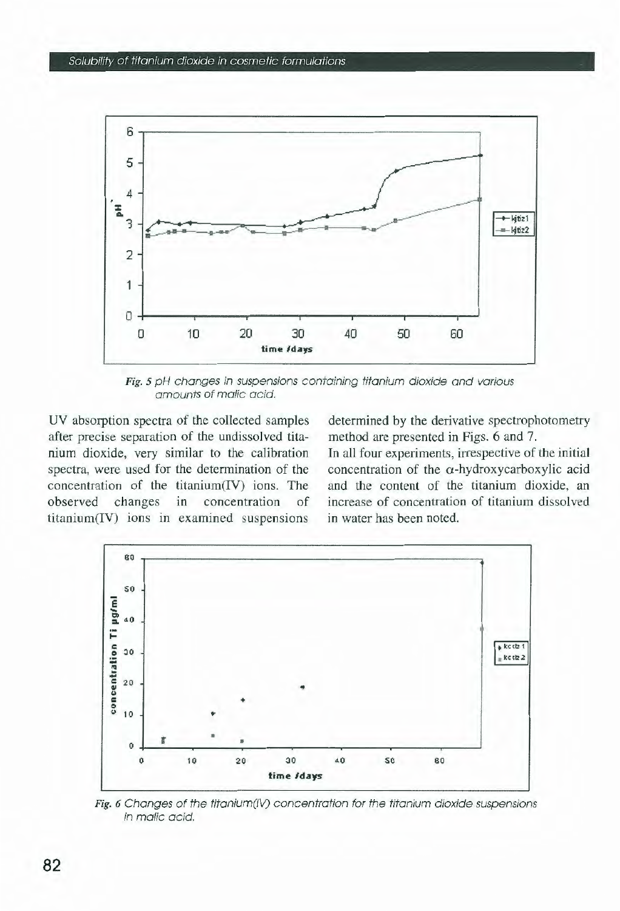Fig. 5 pH changes in suspensions containing titanium dioxide and various amounts of malic acid.

UV absorption spectra of the collected samples after precise separation of the undissolved titanium dioxide, very similar to the calibration spectra, were used for the determination of the concentration of the titanium(IV) ions. The observed changes in concentration of titanium(IV) ions in examined suspensions determined by the derivative spectrophotometry method are presented in Figs. 6 and 7.

In all four experiments, irrespective of the initial concentration of the α-hydroxycarboxylic acid and the content of the titanium dioxide, an increase of concentration of titanium dissolved in water has been noted.

Fig. 6 Changes of the titanium(IV) concentration for the titanium dioxide suspensions in malic acid.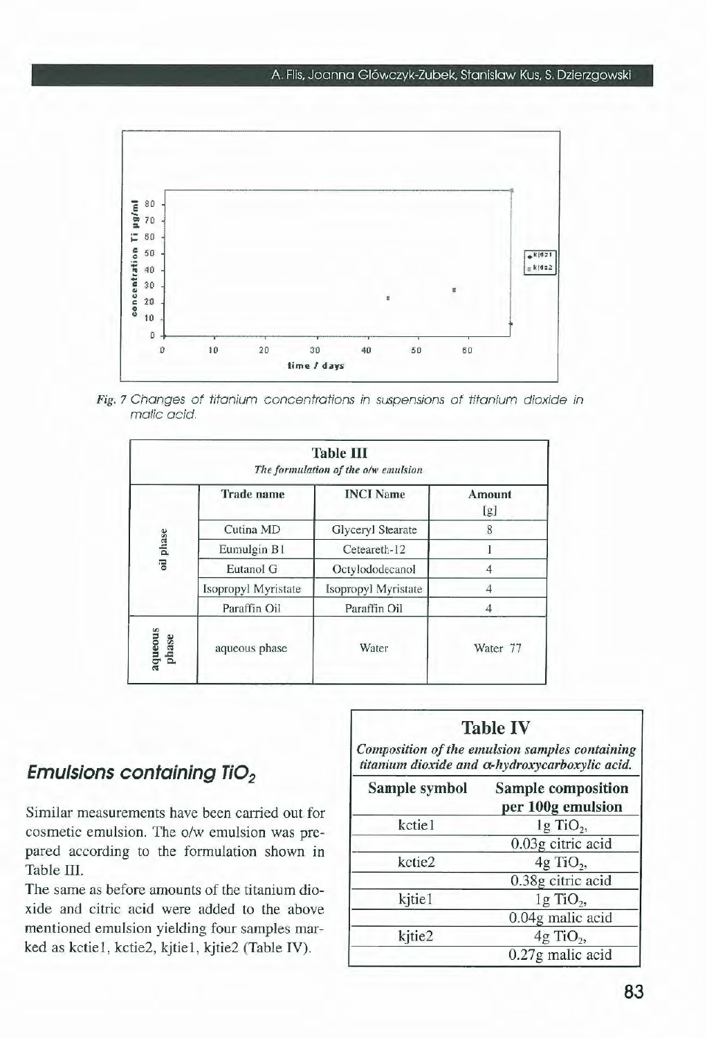*Fig. 7 Changes of titanium concentrations in suspensions of titanium dioxide in malic acid.*

| Table III *The formulation of the o/w emulsion* | | | |
|---|---|---|---|
| | Trade name | INCI Name | Amount [g] |
| oil phase | Cutina MD | Glyceryl Stearate | 8 |
| | Eumulgin B1 | Ceteareth-12 | 1 |
| | Eutanol G | Octylododecanol | 4 |
| | Isopropyl Myristate | Isopropyl Myristate | 4 |
| | Paraffin Oil | Paraffin Oil | 4 |
| aqueous phase | aqueous phase | Water | Water 77 |

## Emulsions containing $TiO_2$

Similar measurements have been carried out for cosmetic emulsion. The o/w emulsion was prepared according to the formulation shown in Table III.

The same as before amounts of the titanium dioxide and citric acid were added to the above mentioned emulsion yielding four samples marked as kctie1, kctie2, kjtie1, kjtie2 (Table IV).

**Table IV**

*Composition of the emulsion samples containing titanium dioxide and α-hydroxycarboxylic acid.*

| Sample symbol | Sample composition per 100g emulsion |
|---|---|
| kctie1 | 1g $TiO_2$, |
| | 0.03g citric acid |
| kctie2 | 4g $TiO_2$, |
| | 0.38g citric acid |
| kjtie1 | 1g $TiO_2$, |
| | 0.04g malic acid |
| kjtie2 | 4g $TiO_2$, |
| | 0.27g malic acid |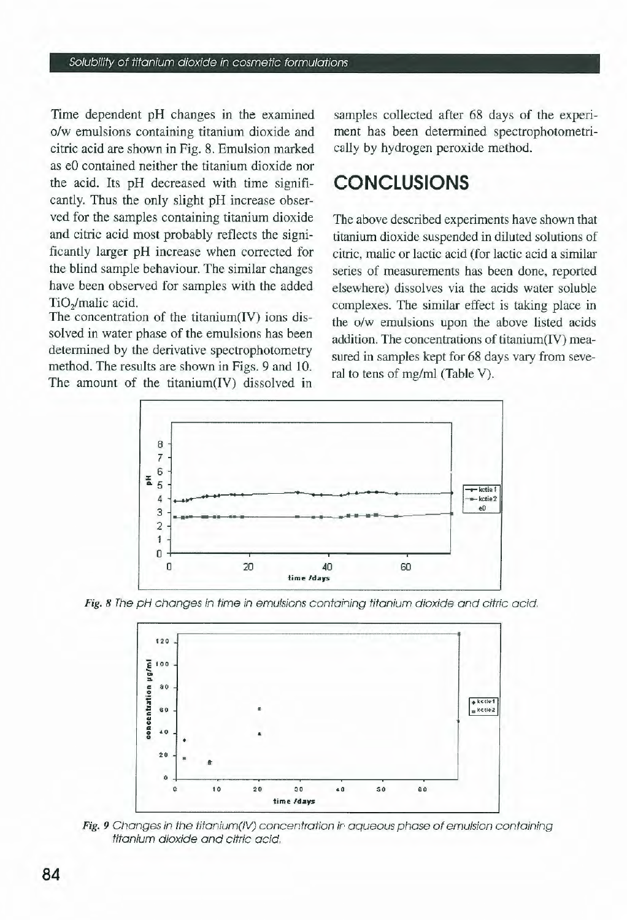Time dependent pH changes in the examined o/w emulsions containing titanium dioxide and citric acid are shown in Fig. 8. Emulsion marked as e0 contained neither the titanium dioxide nor the acid. Its pH decreased with time significantly. Thus the only slight pH increase observed for the samples containing titanium dioxide and citric acid most probably reflects the significantly larger pH increase when corrected for the blind sample behaviour. The similar changes have been observed for samples with the added $TiO_2$/malic acid.

The concentration of the titanium(IV) ions dissolved in water phase of the emulsions has been determined by the derivative spectrophotometry method. The results are shown in Figs. 9 and 10. The amount of the titanium(IV) dissolved in samples collected after 68 days of the experiment has been determined spectrophotometrically by hydrogen peroxide method.

## CONCLUSIONS

The above described experiments have shown that titanium dioxide suspended in diluted solutions of citric, malic or lactic acid (for lactic acid a similar series of measurements has been done, reported elsewhere) dissolves via the acids water soluble complexes. The similar effect is taking place in the o/w emulsions upon the above listed acids addition. The concentrations of titanium(IV) measured in samples kept for 68 days vary from several to tens of mg/ml (Table V).

*Fig. 8 The pH changes in time in emulsions containing titanium dioxide and citric acid.*

*Fig. 9 Changes in the titanium(IV) concentration in aqueous phase of emulsion containing titanium dioxide and citric acid.*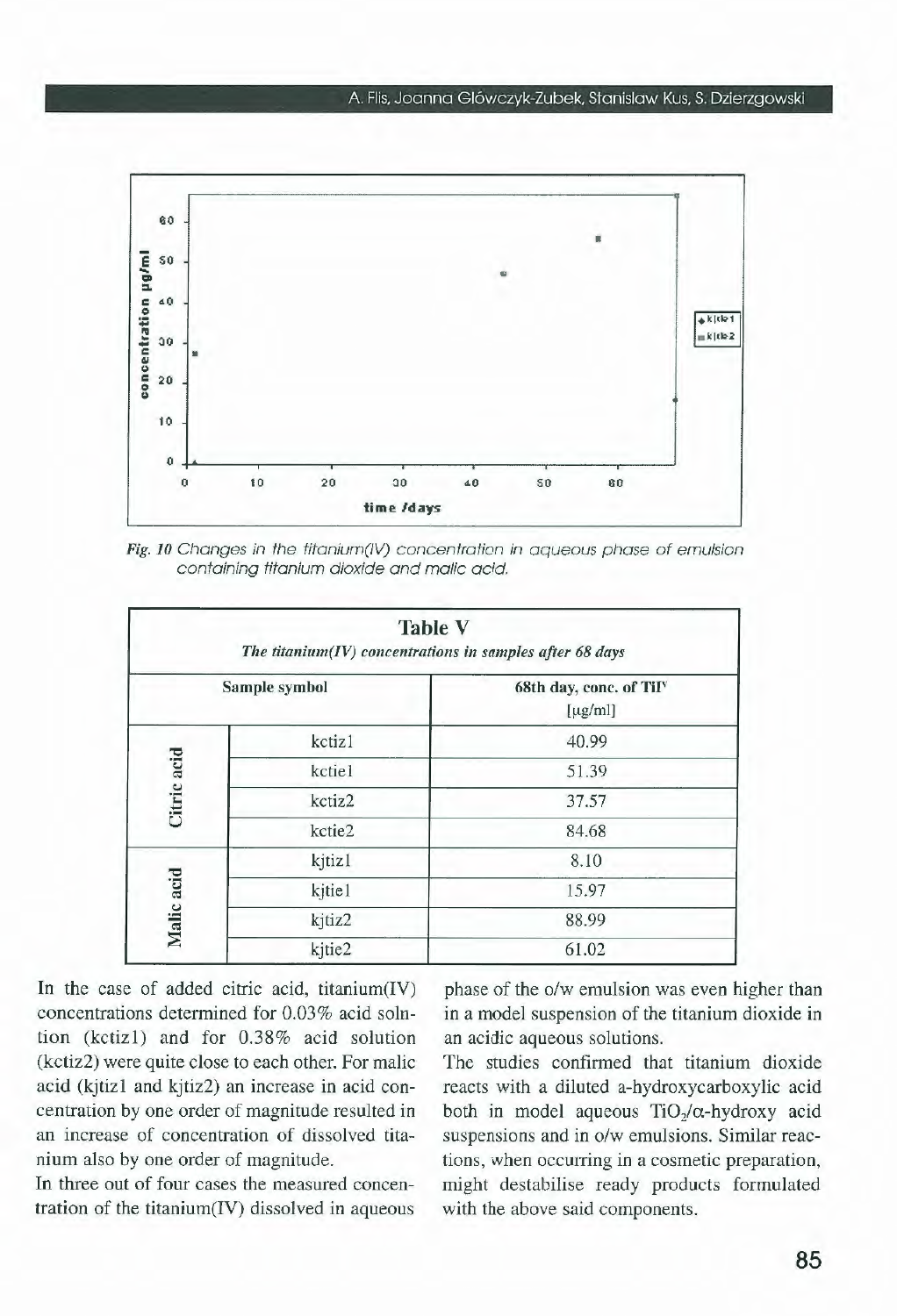Fig. 10 Changes in the titanium(IV) concentration in aqueous phase of emulsion containing titanium dioxide and malic acid.

**Table V**

*The titanium(IV) concentrations in samples after 68 days*

| Sample symbol | | 68th day, conc. of $Ti^{IV}$ [μg/ml] |
|---|---|---|
| Citric acid | kctiz1 | 40.99 |
| | kctie1 | 51.39 |
| | kctiz2 | 37.57 |
| | kctie2 | 84.68 |
| Malic acid | kjtiz1 | 8.10 |
| | kjtie1 | 15.97 |
| | kjtiz2 | 88.99 |
| | kjtie2 | 61.02 |

In the case of added citric acid, titanium(IV) concentrations determined for 0.03% acid solution (kctiz1) and for 0.38% acid solution (kctiz2) were quite close to each other. For malic acid (kjtiz1 and kjtiz2) an increase in acid concentration by one order of magnitude resulted in an increase of concentration of dissolved titanium also by one order of magnitude.

In three out of four cases the measured concentration of the titanium(IV) dissolved in aqueous phase of the o/w emulsion was even higher than in a model suspension of the titanium dioxide in an acidic aqueous solutions.

The studies confirmed that titanium dioxide reacts with a diluted a-hydroxycarboxylic acid both in model aqueous $TiO_2$/α-hydroxy acid suspensions and in o/w emulsions. Similar reactions, when occurring in a cosmetic preparation, might destabilise ready products formulated with the above said components.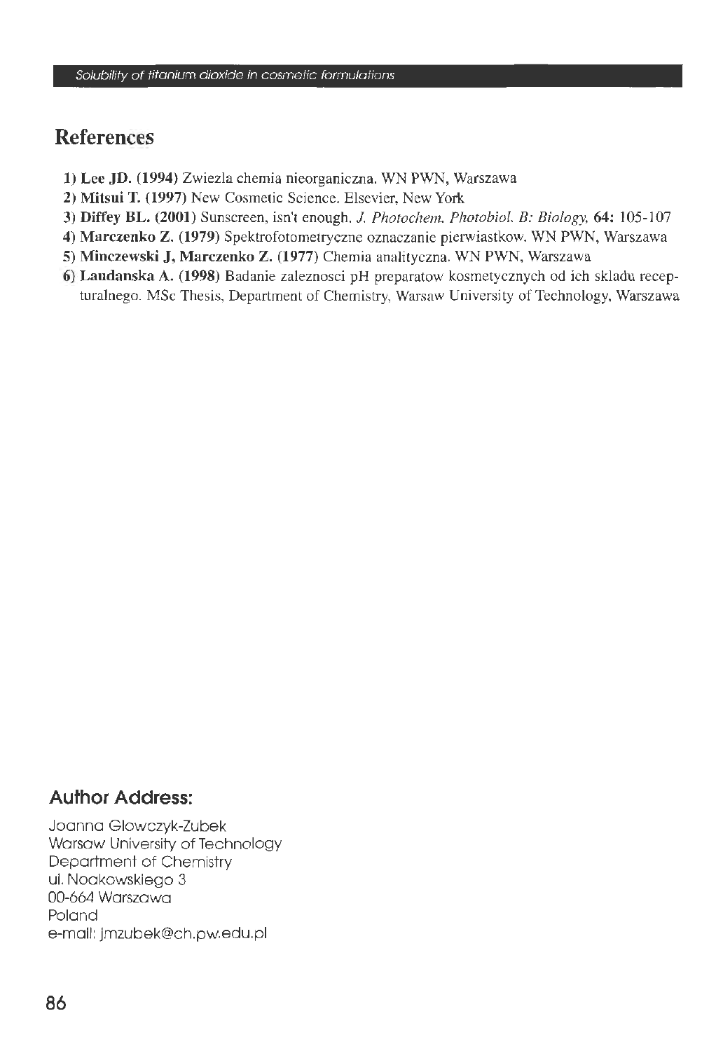## References

1) **Lee JD. (1994)** Zwiezla chemia nieorganiczna. WN PWN, Warszawa
2) **Mitsui T. (1997)** New Cosmetic Science. Elsevier, New York
3) **Diffey BL. (2001)** Sunscreen, isn't enough. *J. Photochem. Photobiol. B: Biology,* **64:** 105-107
4) **Marczenko Z. (1979)** Spektrofotometryczne oznaczanie pierwiastkow. WN PWN, Warszawa
5) **Minczewski J, Marczenko Z. (1977)** Chemia analityczna. WN PWN, Warszawa
6) **Laudanska A. (1998)** Badanie zaleznosci pH preparatow kosmetycznych od ich skladu recepturalnego. MSc Thesis, Department of Chemistry, Warsaw University of Technology, Warszawa

### Author Address:

Joanna Glowczyk-Zubek
Warsaw University of Technology
Department of Chemistry
ul. Noakowskiego 3
00-664 Warszawa
Poland
e-mail: jmzubek@ch.pw.edu.pl